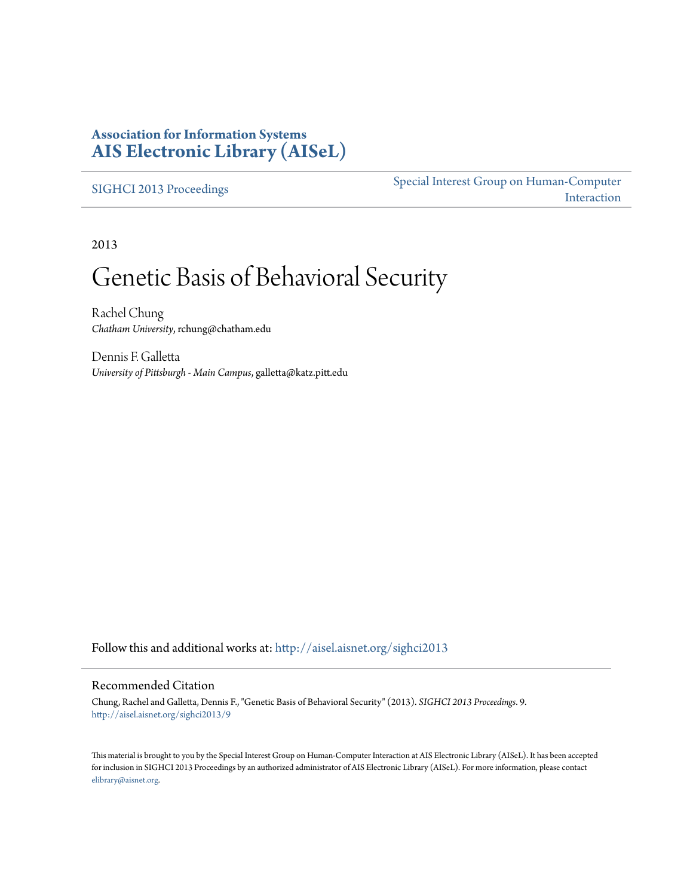**Association for Information Systems**
**[AIS Electronic Library (AISeL)](http://aisel.aisnet.org)**

SIGHCI 2013 Proceedings | Special Interest Group on Human-Computer Interaction
---|---

2013

# Genetic Basis of Behavioral Security

Rachel Chung
*Chatham University*, rchung@chatham.edu

Dennis F. Galletta
*University of Pittsburgh - Main Campus*, galletta@katz.pitt.edu

Follow this and additional works at: http://aisel.aisnet.org/sighci2013

## Recommended Citation

Chung, Rachel and Galletta, Dennis F., "Genetic Basis of Behavioral Security" (2013). *SIGHCI 2013 Proceedings*. 9.
http://aisel.aisnet.org/sighci2013/9

This material is brought to you by the Special Interest Group on Human-Computer Interaction at AIS Electronic Library (AISeL). It has been accepted for inclusion in SIGHCI 2013 Proceedings by an authorized administrator of AIS Electronic Library (AISeL). For more information, please contact elibrary@aisnet.org.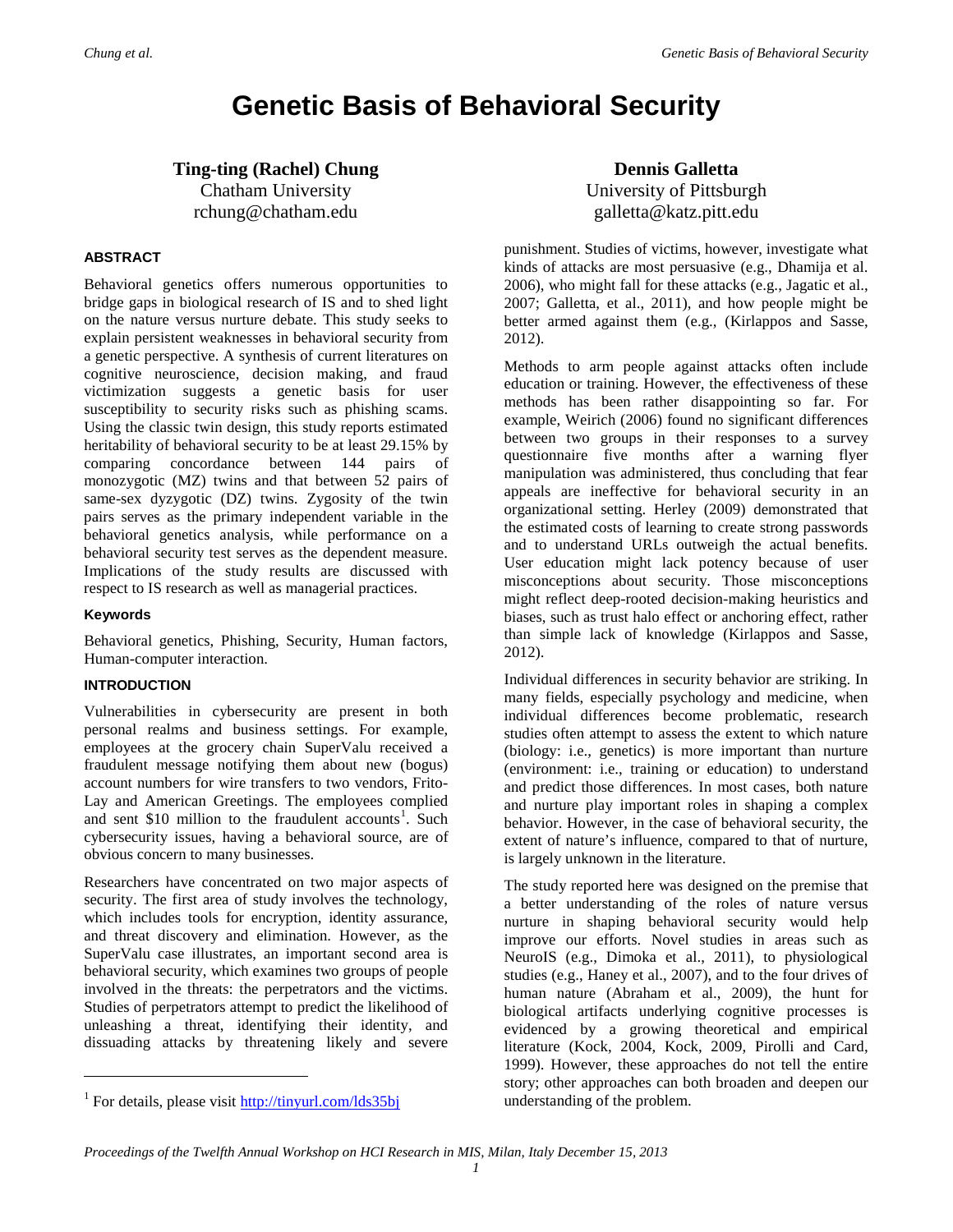# Genetic Basis of Behavioral Security

**Ting-ting (Rachel) Chung**
Chatham University
rchung@chatham.edu

**Dennis Galletta**
University of Pittsburgh
galletta@katz.pitt.edu

### ABSTRACT

Behavioral genetics offers numerous opportunities to bridge gaps in biological research of IS and to shed light on the nature versus nurture debate. This study seeks to explain persistent weaknesses in behavioral security from a genetic perspective. A synthesis of current literatures on cognitive neuroscience, decision making, and fraud victimization suggests a genetic basis for user susceptibility to security risks such as phishing scams. Using the classic twin design, this study reports estimated heritability of behavioral security to be at least 29.15% by comparing concordance between 144 pairs of monozygotic (MZ) twins and that between 52 pairs of same-sex dyzygotic (DZ) twins. Zygosity of the twin pairs serves as the primary independent variable in the behavioral genetics analysis, while performance on a behavioral security test serves as the dependent measure. Implications of the study results are discussed with respect to IS research as well as managerial practices.

### Keywords

Behavioral genetics, Phishing, Security, Human factors, Human-computer interaction.

### INTRODUCTION

Vulnerabilities in cybersecurity are present in both personal realms and business settings. For example, employees at the grocery chain SuperValu received a fraudulent message notifying them about new (bogus) account numbers for wire transfers to two vendors, Frito-Lay and American Greetings. The employees complied and sent $10 million to the fraudulent accounts[1]. Such cybersecurity issues, having a behavioral source, are of obvious concern to many businesses.

Researchers have concentrated on two major aspects of security. The first area of study involves the technology, which includes tools for encryption, identity assurance, and threat discovery and elimination. However, as the SuperValu case illustrates, an important second area is behavioral security, which examines two groups of people involved in the threats: the perpetrators and the victims. Studies of perpetrators attempt to predict the likelihood of unleashing a threat, identifying their identity, and dissuading attacks by threatening likely and severe punishment. Studies of victims, however, investigate what kinds of attacks are most persuasive (e.g., Dhamija et al. 2006), who might fall for these attacks (e.g., Jagatic et al., 2007; Galletta, et al., 2011), and how people might be better armed against them (e.g., (Kirlappos and Sasse, 2012).

Methods to arm people against attacks often include education or training. However, the effectiveness of these methods has been rather disappointing so far. For example, Weirich (2006) found no significant differences between two groups in their responses to a survey questionnaire five months after a warning flyer manipulation was administered, thus concluding that fear appeals are ineffective for behavioral security in an organizational setting. Herley (2009) demonstrated that the estimated costs of learning to create strong passwords and to understand URLs outweigh the actual benefits. User education might lack potency because of user misconceptions about security. Those misconceptions might reflect deep-rooted decision-making heuristics and biases, such as trust halo effect or anchoring effect, rather than simple lack of knowledge (Kirlappos and Sasse, 2012).

Individual differences in security behavior are striking. In many fields, especially psychology and medicine, when individual differences become problematic, research studies often attempt to assess the extent to which nature (biology: i.e., genetics) is more important than nurture (environment: i.e., training or education) to understand and predict those differences. In most cases, both nature and nurture play important roles in shaping a complex behavior. However, in the case of behavioral security, the extent of nature's influence, compared to that of nurture, is largely unknown in the literature.

The study reported here was designed on the premise that a better understanding of the roles of nature versus nurture in shaping behavioral security would help improve our efforts. Novel studies in areas such as NeuroIS (e.g., Dimoka et al., 2011), to physiological studies (e.g., Haney et al., 2007), and to the four drives of human nature (Abraham et al., 2009), the hunt for biological artifacts underlying cognitive processes is evidenced by a growing theoretical and empirical literature (Kock, 2004, Kock, 2009, Pirolli and Card, 1999). However, these approaches do not tell the entire story; other approaches can both broaden and deepen our understanding of the problem.

[1] For details, please visit http://tinyurl.com/lds35bj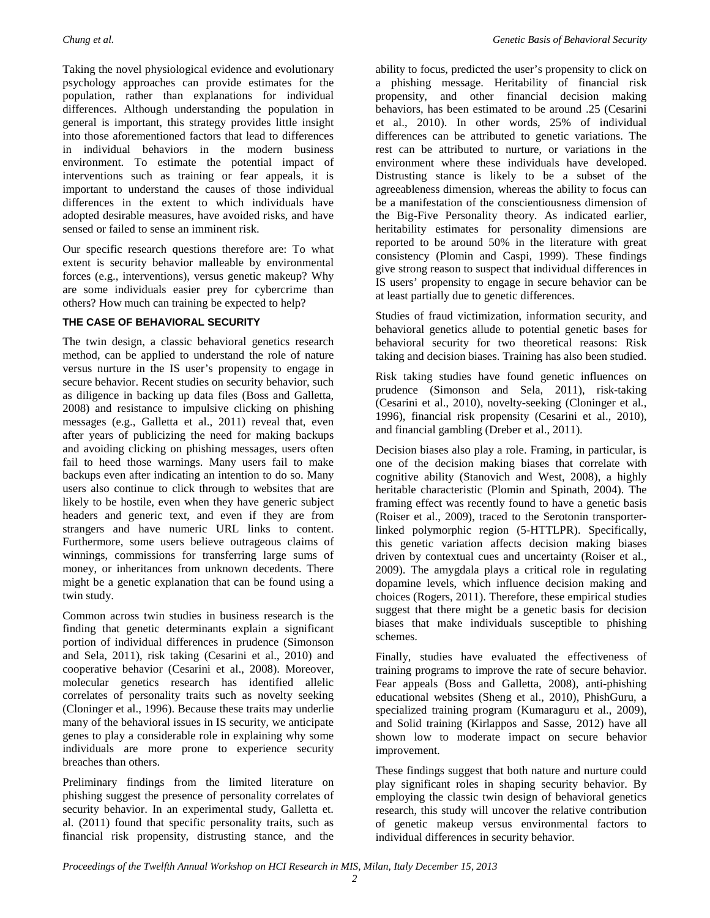Taking the novel physiological evidence and evolutionary psychology approaches can provide estimates for the population, rather than explanations for individual differences. Although understanding the population in general is important, this strategy provides little insight into those aforementioned factors that lead to differences in individual behaviors in the modern business environment. To estimate the potential impact of interventions such as training or fear appeals, it is important to understand the causes of those individual differences in the extent to which individuals have adopted desirable measures, have avoided risks, and have sensed or failed to sense an imminent risk.

Our specific research questions therefore are: To what extent is security behavior malleable by environmental forces (e.g., interventions), versus genetic makeup? Why are some individuals easier prey for cybercrime than others? How much can training be expected to help?

## THE CASE OF BEHAVIORAL SECURITY

The twin design, a classic behavioral genetics research method, can be applied to understand the role of nature versus nurture in the IS user's propensity to engage in secure behavior. Recent studies on security behavior, such as diligence in backing up data files (Boss and Galletta, 2008) and resistance to impulsive clicking on phishing messages (e.g., Galletta et al., 2011) reveal that, even after years of publicizing the need for making backups and avoiding clicking on phishing messages, users often fail to heed those warnings. Many users fail to make backups even after indicating an intention to do so. Many users also continue to click through to websites that are likely to be hostile, even when they have generic subject headers and generic text, and even if they are from strangers and have numeric URL links to content. Furthermore, some users believe outrageous claims of winnings, commissions for transferring large sums of money, or inheritances from unknown decedents. There might be a genetic explanation that can be found using a twin study.

Common across twin studies in business research is the finding that genetic determinants explain a significant portion of individual differences in prudence (Simonson and Sela, 2011), risk taking (Cesarini et al., 2010) and cooperative behavior (Cesarini et al., 2008). Moreover, molecular genetics research has identified allelic correlates of personality traits such as novelty seeking (Cloninger et al., 1996). Because these traits may underlie many of the behavioral issues in IS security, we anticipate genes to play a considerable role in explaining why some individuals are more prone to experience security breaches than others.

Preliminary findings from the limited literature on phishing suggest the presence of personality correlates of security behavior. In an experimental study, Galletta et. al. (2011) found that specific personality traits, such as financial risk propensity, distrusting stance, and the ability to focus, predicted the user's propensity to click on a phishing message. Heritability of financial risk propensity, and other financial decision making behaviors, has been estimated to be around .25 (Cesarini et al., 2010). In other words, 25% of individual differences can be attributed to genetic variations. The rest can be attributed to nurture, or variations in the environment where these individuals have developed. Distrusting stance is likely to be a subset of the agreeableness dimension, whereas the ability to focus can be a manifestation of the conscientiousness dimension of the Big-Five Personality theory. As indicated earlier, heritability estimates for personality dimensions are reported to be around 50% in the literature with great consistency (Plomin and Caspi, 1999). These findings give strong reason to suspect that individual differences in IS users' propensity to engage in secure behavior can be at least partially due to genetic differences.

Studies of fraud victimization, information security, and behavioral genetics allude to potential genetic bases for behavioral security for two theoretical reasons: Risk taking and decision biases. Training has also been studied.

Risk taking studies have found genetic influences on prudence (Simonson and Sela, 2011), risk-taking (Cesarini et al., 2010), novelty-seeking (Cloninger et al., 1996), financial risk propensity (Cesarini et al., 2010), and financial gambling (Dreber et al., 2011).

Decision biases also play a role. Framing, in particular, is one of the decision making biases that correlate with cognitive ability (Stanovich and West, 2008), a highly heritable characteristic (Plomin and Spinath, 2004). The framing effect was recently found to have a genetic basis (Roiser et al., 2009), traced to the Serotonin transporter-linked polymorphic region (5-HTTLPR). Specifically, this genetic variation affects decision making biases driven by contextual cues and uncertainty (Roiser et al., 2009). The amygdala plays a critical role in regulating dopamine levels, which influence decision making and choices (Rogers, 2011). Therefore, these empirical studies suggest that there might be a genetic basis for decision biases that make individuals susceptible to phishing schemes.

Finally, studies have evaluated the effectiveness of training programs to improve the rate of secure behavior. Fear appeals (Boss and Galletta, 2008), anti-phishing educational websites (Sheng et al., 2010), PhishGuru, a specialized training program (Kumaraguru et al., 2009), and Solid training (Kirlappos and Sasse, 2012) have all shown low to moderate impact on secure behavior improvement.

These findings suggest that both nature and nurture could play significant roles in shaping security behavior. By employing the classic twin design of behavioral genetics research, this study will uncover the relative contribution of genetic makeup versus environmental factors to individual differences in security behavior.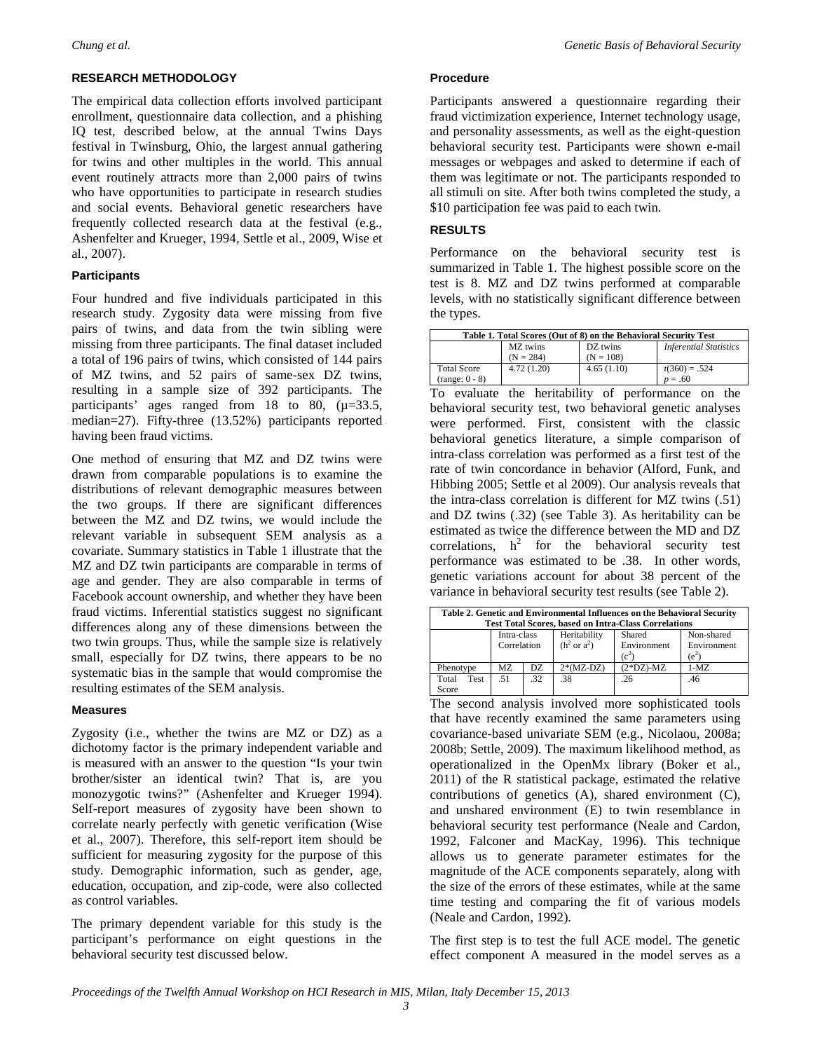## RESEARCH METHODOLOGY

The empirical data collection efforts involved participant enrollment, questionnaire data collection, and a phishing IQ test, described below, at the annual Twins Days festival in Twinsburg, Ohio, the largest annual gathering for twins and other multiples in the world. This annual event routinely attracts more than 2,000 pairs of twins who have opportunities to participate in research studies and social events. Behavioral genetic researchers have frequently collected research data at the festival (e.g., Ashenfelter and Krueger, 1994, Settle et al., 2009, Wise et al., 2007).

### Participants

Four hundred and five individuals participated in this research study. Zygosity data were missing from five pairs of twins, and data from the twin sibling were missing from three participants. The final dataset included a total of 196 pairs of twins, which consisted of 144 pairs of MZ twins, and 52 pairs of same-sex DZ twins, resulting in a sample size of 392 participants. The participants' ages ranged from 18 to 80, (μ=33.5, median=27). Fifty-three (13.52%) participants reported having been fraud victims.

One method of ensuring that MZ and DZ twins were drawn from comparable populations is to examine the distributions of relevant demographic measures between the two groups. If there are significant differences between the MZ and DZ twins, we would include the relevant variable in subsequent SEM analysis as a covariate. Summary statistics in Table 1 illustrate that the MZ and DZ twin participants are comparable in terms of age and gender. They are also comparable in terms of Facebook account ownership, and whether they have been fraud victims. Inferential statistics suggest no significant differences along any of these dimensions between the two twin groups. Thus, while the sample size is relatively small, especially for DZ twins, there appears to be no systematic bias in the sample that would compromise the resulting estimates of the SEM analysis.

### Measures

Zygosity (i.e., whether the twins are MZ or DZ) as a dichotomy factor is the primary independent variable and is measured with an answer to the question "Is your twin brother/sister an identical twin? That is, are you monozygotic twins?" (Ashenfelter and Krueger 1994). Self-report measures of zygosity have been shown to correlate nearly perfectly with genetic verification (Wise et al., 2007). Therefore, this self-report item should be sufficient for measuring zygosity for the purpose of this study. Demographic information, such as gender, age, education, occupation, and zip-code, were also collected as control variables.

The primary dependent variable for this study is the participant's performance on eight questions in the behavioral security test discussed below.

### Procedure

Participants answered a questionnaire regarding their fraud victimization experience, Internet technology usage, and personality assessments, as well as the eight-question behavioral security test. Participants were shown e-mail messages or webpages and asked to determine if each of them was legitimate or not. The participants responded to all stimuli on site. After both twins completed the study, a \$10 participation fee was paid to each twin.

## RESULTS

Performance on the behavioral security test is summarized in Table 1. The highest possible score on the test is 8. MZ and DZ twins performed at comparable levels, with no statistically significant difference between the types.

**Table 1. Total Scores (Out of 8) on the Behavioral Security Test**

| | MZ twins (N = 284) | DZ twins (N = 108) | *Inferential Statistics* |
|---|---|---|---|
| Total Score (range: 0 - 8) | 4.72 (1.20) | 4.65 (1.10) | $t(360) = .524$ $p = .60$ |

To evaluate the heritability of performance on the behavioral security test, two behavioral genetic analyses were performed. First, consistent with the classic behavioral genetics literature, a simple comparison of intra-class correlation was performed as a first test of the rate of twin concordance in behavior (Alford, Funk, and Hibbing 2005; Settle et al 2009). Our analysis reveals that the intra-class correlation is different for MZ twins (.51) and DZ twins (.32) (see Table 3). As heritability can be estimated as twice the difference between the MD and DZ correlations, $h^2$ for the behavioral security test performance was estimated to be .38. In other words, genetic variations account for about 38 percent of the variance in behavioral security test results (see Table 2).

**Table 2. Genetic and Environmental Influences on the Behavioral Security Test Total Scores, based on Intra-Class Correlations**

| | Intra-class Correlation | | Heritability ($h^2$ or $a^2$) | Shared Environment ($c^2$) | Non-shared Environment ($e^2$) |
|---|---|---|---|---|---|
| Phenotype | MZ | DZ | 2*(MZ-DZ) | (2*DZ)-MZ | 1-MZ |
| Total Test Score | .51 | .32 | .38 | .26 | .46 |

The second analysis involved more sophisticated tools that have recently examined the same parameters using covariance-based univariate SEM (e.g., Nicolaou, 2008a; 2008b; Settle, 2009). The maximum likelihood method, as operationalized in the OpenMx library (Boker et al., 2011) of the R statistical package, estimated the relative contributions of genetics (A), shared environment (C), and unshared environment (E) to twin resemblance in behavioral security test performance (Neale and Cardon, 1992, Falconer and MacKay, 1996). This technique allows us to generate parameter estimates for the magnitude of the ACE components separately, along with the size of the errors of these estimates, while at the same time testing and comparing the fit of various models (Neale and Cardon, 1992).

The first step is to test the full ACE model. The genetic effect component A measured in the model serves as a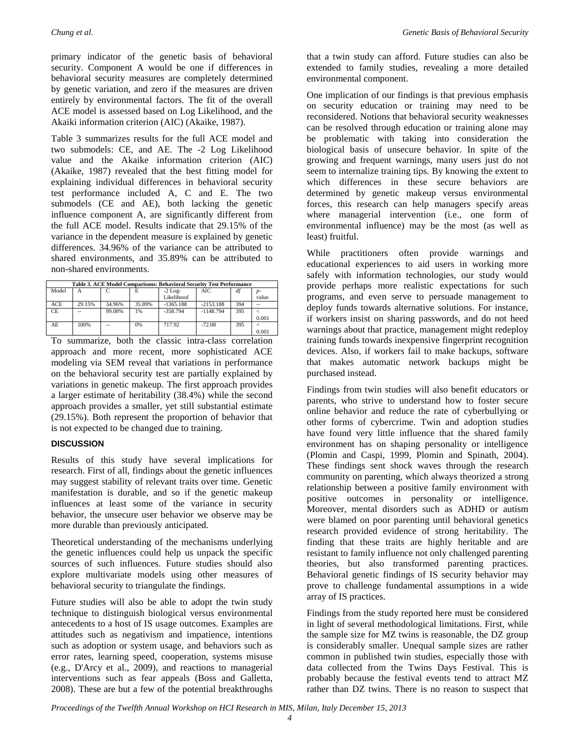primary indicator of the genetic basis of behavioral security. Component A would be one if differences in behavioral security measures are completely determined by genetic variation, and zero if the measures are driven entirely by environmental factors. The fit of the overall ACE model is assessed based on Log Likelihood, and the Akaiki information criterion (AIC) (Akaike, 1987).

Table 3 summarizes results for the full ACE model and two submodels: CE, and AE. The -2 Log Likelihood value and the Akaike information criterion (AIC) (Akaike, 1987) revealed that the best fitting model for explaining individual differences in behavioral security test performance included A, C and E. The two submodels (CE and AE), both lacking the genetic influence component A, are significantly different from the full ACE model. Results indicate that 29.15% of the variance in the dependent measure is explained by genetic differences. 34.96% of the variance can be attributed to shared environments, and 35.89% can be attributed to non-shared environments.

**Table 3. ACE Model Comparisons: Behavioral Security Test Performance**

| Model | A | C | E | -2 Log-Likelihood | AIC | *df* | *p*-value |
|---|---|---|---|---|---|---|---|
| ACE | 29.15% | 34.96% | 35.89% | -1365.188 | -2153.188 | 394 | -- |
| CE | -- | 99.08% | 1% | -358.794 | -1148.794 | 395 | < 0.001 |
| AE | 100% | -- | 0% | 717.92 | -72.08 | 395 | < 0.001 |

To summarize, both the classic intra-class correlation approach and more recent, more sophisticated ACE modeling via SEM reveal that variations in performance on the behavioral security test are partially explained by variations in genetic makeup. The first approach provides a larger estimate of heritability (38.4%) while the second approach provides a smaller, yet still substantial estimate (29.15%). Both represent the proportion of behavior that is not expected to be changed due to training.

## DISCUSSION

Results of this study have several implications for research. First of all, findings about the genetic influences may suggest stability of relevant traits over time. Genetic manifestation is durable, and so if the genetic makeup influences at least some of the variance in security behavior, the unsecure user behavior we observe may be more durable than previously anticipated.

Theoretical understanding of the mechanisms underlying the genetic influences could help us unpack the specific sources of such influences. Future studies should also explore multivariate models using other measures of behavioral security to triangulate the findings.

Future studies will also be able to adopt the twin study technique to distinguish biological versus environmental antecedents to a host of IS usage outcomes. Examples are attitudes such as negativism and impatience, intentions such as adoption or system usage, and behaviors such as error rates, learning speed, cooperation, systems misuse (e.g., D'Arcy et al., 2009), and reactions to managerial interventions such as fear appeals (Boss and Galletta, 2008). These are but a few of the potential breakthroughs that a twin study can afford. Future studies can also be extended to family studies, revealing a more detailed environmental component.

One implication of our findings is that previous emphasis on security education or training may need to be reconsidered. Notions that behavioral security weaknesses can be resolved through education or training alone may be problematic with taking into consideration the biological basis of unsecure behavior. In spite of the growing and frequent warnings, many users just do not seem to internalize training tips. By knowing the extent to which differences in these secure behaviors are determined by genetic makeup versus environmental forces, this research can help managers specify areas where managerial intervention (i.e., one form of environmental influence) may be the most (as well as least) fruitful.

While practitioners often provide warnings and educational experiences to aid users in working more safely with information technologies, our study would provide perhaps more realistic expectations for such programs, and even serve to persuade management to deploy funds towards alternative solutions. For instance, if workers insist on sharing passwords, and do not heed warnings about that practice, management might redeploy training funds towards inexpensive fingerprint recognition devices. Also, if workers fail to make backups, software that makes automatic network backups might be purchased instead.

Findings from twin studies will also benefit educators or parents, who strive to understand how to foster secure online behavior and reduce the rate of cyberbullying or other forms of cybercrime. Twin and adoption studies have found very little influence that the shared family environment has on shaping personality or intelligence (Plomin and Caspi, 1999, Plomin and Spinath, 2004). These findings sent shock waves through the research community on parenting, which always theorized a strong relationship between a positive family environment with positive outcomes in personality or intelligence. Moreover, mental disorders such as ADHD or autism were blamed on poor parenting until behavioral genetics research provided evidence of strong heritability. The finding that these traits are highly heritable and are resistant to family influence not only challenged parenting theories, but also transformed parenting practices. Behavioral genetic findings of IS security behavior may prove to challenge fundamental assumptions in a wide array of IS practices.

Findings from the study reported here must be considered in light of several methodological limitations. First, while the sample size for MZ twins is reasonable, the DZ group is considerably smaller. Unequal sample sizes are rather common in published twin studies, especially those with data collected from the Twins Days Festival. This is probably because the festival events tend to attract MZ rather than DZ twins. There is no reason to suspect that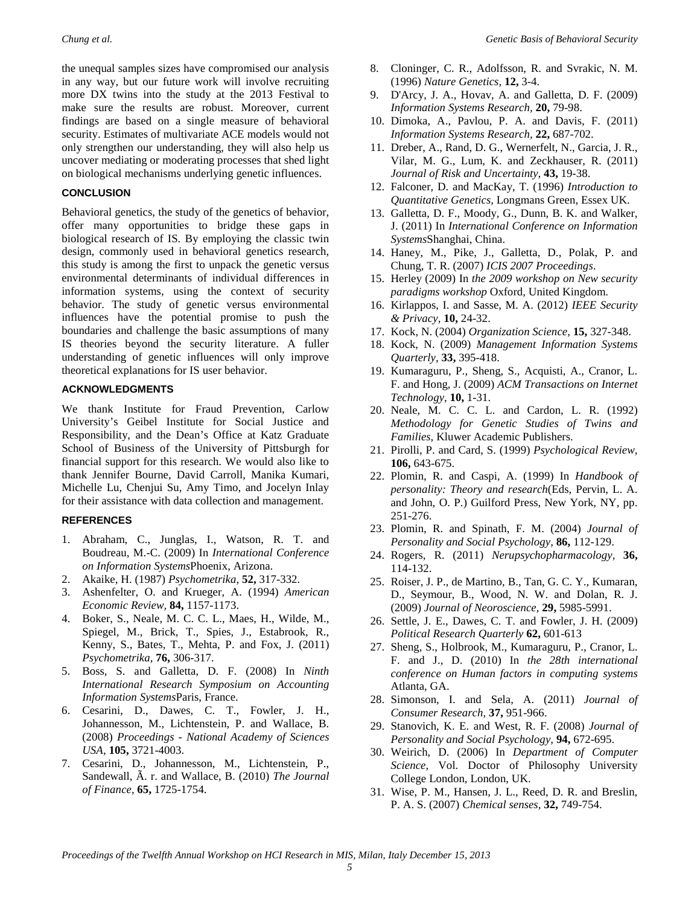the unequal samples sizes have compromised our analysis in any way, but our future work will involve recruiting more DX twins into the study at the 2013 Festival to make sure the results are robust. Moreover, current findings are based on a single measure of behavioral security. Estimates of multivariate ACE models would not only strengthen our understanding, they will also help us uncover mediating or moderating processes that shed light on biological mechanisms underlying genetic influences.

## CONCLUSION

Behavioral genetics, the study of the genetics of behavior, offer many opportunities to bridge these gaps in biological research of IS. By employing the classic twin design, commonly used in behavioral genetics research, this study is among the first to unpack the genetic versus environmental determinants of individual differences in information systems, using the context of security behavior. The study of genetic versus environmental influences have the potential promise to push the boundaries and challenge the basic assumptions of many IS theories beyond the security literature. A fuller understanding of genetic influences will only improve theoretical explanations for IS user behavior.

## ACKNOWLEDGMENTS

We thank Institute for Fraud Prevention, Carlow University's Geibel Institute for Social Justice and Responsibility, and the Dean's Office at Katz Graduate School of Business of the University of Pittsburgh for financial support for this research. We would also like to thank Jennifer Bourne, David Carroll, Manika Kumari, Michelle Lu, Chenjui Su, Amy Timo, and Jocelyn Inlay for their assistance with data collection and management.

## REFERENCES

1. Abraham, C., Junglas, I., Watson, R. T. and Boudreau, M.-C. (2009) In *International Conference on Information Systems*Phoenix, Arizona.
2. Akaike, H. (1987) *Psychometrika,* **52,** 317-332.
3. Ashenfelter, O. and Krueger, A. (1994) *American Economic Review,* **84,** 1157-1173.
4. Boker, S., Neale, M. C. C. L., Maes, H., Wilde, M., Spiegel, M., Brick, T., Spies, J., Estabrook, R., Kenny, S., Bates, T., Mehta, P. and Fox, J. (2011) *Psychometrika,* **76,** 306-317.
5. Boss, S. and Galletta, D. F. (2008) In *Ninth International Research Symposium on Accounting Information Systems*Paris, France.
6. Cesarini, D., Dawes, C. T., Fowler, J. H., Johannesson, M., Lichtenstein, P. and Wallace, B. (2008) *Proceedings - National Academy of Sciences USA,* **105,** 3721-4003.
7. Cesarini, D., Johannesson, M., Lichtenstein, P., Sandewall, Ã. r. and Wallace, B. (2010) *The Journal of Finance,* **65,** 1725-1754.
8. Cloninger, C. R., Adolfsson, R. and Svrakic, N. M. (1996) *Nature Genetics,* **12,** 3-4.
9. D'Arcy, J. A., Hovav, A. and Galletta, D. F. (2009) *Information Systems Research,* **20,** 79-98.
10. Dimoka, A., Pavlou, P. A. and Davis, F. (2011) *Information Systems Research,* **22,** 687-702.
11. Dreber, A., Rand, D. G., Wernerfelt, N., Garcia, J. R., Vilar, M. G., Lum, K. and Zeckhauser, R. (2011) *Journal of Risk and Uncertainty,* **43,** 19-38.
12. Falconer, D. and MacKay, T. (1996) *Introduction to Quantitative Genetics,* Longmans Green, Essex UK.
13. Galletta, D. F., Moody, G., Dunn, B. K. and Walker, J. (2011) In *International Conference on Information Systems*Shanghai, China.
14. Haney, M., Pike, J., Galletta, D., Polak, P. and Chung, T. R. (2007) *ICIS 2007 Proceedings*.
15. Herley (2009) In *the 2009 workshop on New security paradigms workshop* Oxford, United Kingdom.
16. Kirlappos, I. and Sasse, M. A. (2012) *IEEE Security & Privacy,* **10,** 24-32.
17. Kock, N. (2004) *Organization Science,* **15,** 327-348.
18. Kock, N. (2009) *Management Information Systems Quarterly,* **33,** 395-418.
19. Kumaraguru, P., Sheng, S., Acquisti, A., Cranor, L. F. and Hong, J. (2009) *ACM Transactions on Internet Technology,* **10,** 1-31.
20. Neale, M. C. C. L. and Cardon, L. R. (1992) *Methodology for Genetic Studies of Twins and Families,* Kluwer Academic Publishers.
21. Pirolli, P. and Card, S. (1999) *Psychological Review,* **106,** 643-675.
22. Plomin, R. and Caspi, A. (1999) In *Handbook of personality: Theory and research*(Eds, Pervin, L. A. and John, O. P.) Guilford Press, New York, NY, pp. 251-276.
23. Plomin, R. and Spinath, F. M. (2004) *Journal of Personality and Social Psychology,* **86,** 112-129.
24. Rogers, R. (2011) *Nerupsychopharmacology,* **36,** 114-132.
25. Roiser, J. P., de Martino, B., Tan, G. C. Y., Kumaran, D., Seymour, B., Wood, N. W. and Dolan, R. J. (2009) *Journal of Neoroscience,* **29,** 5985-5991.
26. Settle, J. E., Dawes, C. T. and Fowler, J. H. (2009) *Political Research Quarterly* **62,** 601-613
27. Sheng, S., Holbrook, M., Kumaraguru, P., Cranor, L. F. and J., D. (2010) In *the 28th international conference on Human factors in computing systems* Atlanta, GA.
28. Simonson, I. and Sela, A. (2011) *Journal of Consumer Research,* **37,** 951-966.
29. Stanovich, K. E. and West, R. F. (2008) *Journal of Personality and Social Psychology,* **94,** 672-695.
30. Weirich, D. (2006) In *Department of Computer Science*, Vol. Doctor of Philosophy University College London, London, UK.
31. Wise, P. M., Hansen, J. L., Reed, D. R. and Breslin, P. A. S. (2007) *Chemical senses,* **32,** 749-754.